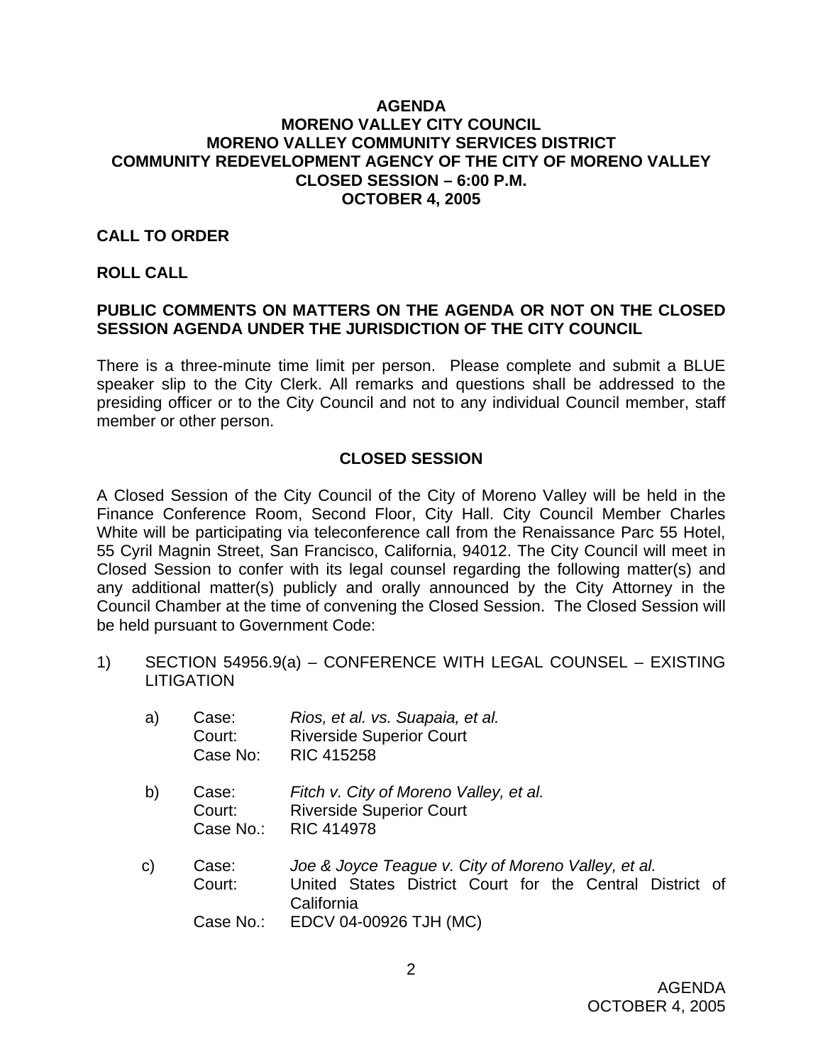# AGENDA
# MORENO VALLEY CITY COUNCIL
# MORENO VALLEY COMMUNITY SERVICES DISTRICT
# COMMUNITY REDEVELOPMENT AGENCY OF THE CITY OF MORENO VALLEY
# CLOSED SESSION – 6:00 P.M.
# OCTOBER 4, 2005

**CALL TO ORDER**

**ROLL CALL**

**PUBLIC COMMENTS ON MATTERS ON THE AGENDA OR NOT ON THE CLOSED SESSION AGENDA UNDER THE JURISDICTION OF THE CITY COUNCIL**

There is a three-minute time limit per person. Please complete and submit a BLUE speaker slip to the City Clerk. All remarks and questions shall be addressed to the presiding officer or to the City Council and not to any individual Council member, staff member or other person.

## CLOSED SESSION

A Closed Session of the City Council of the City of Moreno Valley will be held in the Finance Conference Room, Second Floor, City Hall. City Council Member Charles White will be participating via teleconference call from the Renaissance Parc 55 Hotel, 55 Cyril Magnin Street, San Francisco, California, 94012. The City Council will meet in Closed Session to confer with its legal counsel regarding the following matter(s) and any additional matter(s) publicly and orally announced by the City Attorney in the Council Chamber at the time of convening the Closed Session. The Closed Session will be held pursuant to Government Code:

1) SECTION 54956.9(a) – CONFERENCE WITH LEGAL COUNSEL – EXISTING LITIGATION

   a) Case: *Rios, et al. vs. Suapaia, et al.*
      Court: Riverside Superior Court
      Case No: RIC 415258

   b) Case: *Fitch v. City of Moreno Valley, et al.*
      Court: Riverside Superior Court
      Case No.: RIC 414978

   c) Case: *Joe & Joyce Teague v. City of Moreno Valley, et al.*
      Court: United States District Court for the Central District of California
      Case No.: EDCV 04-00926 TJH (MC)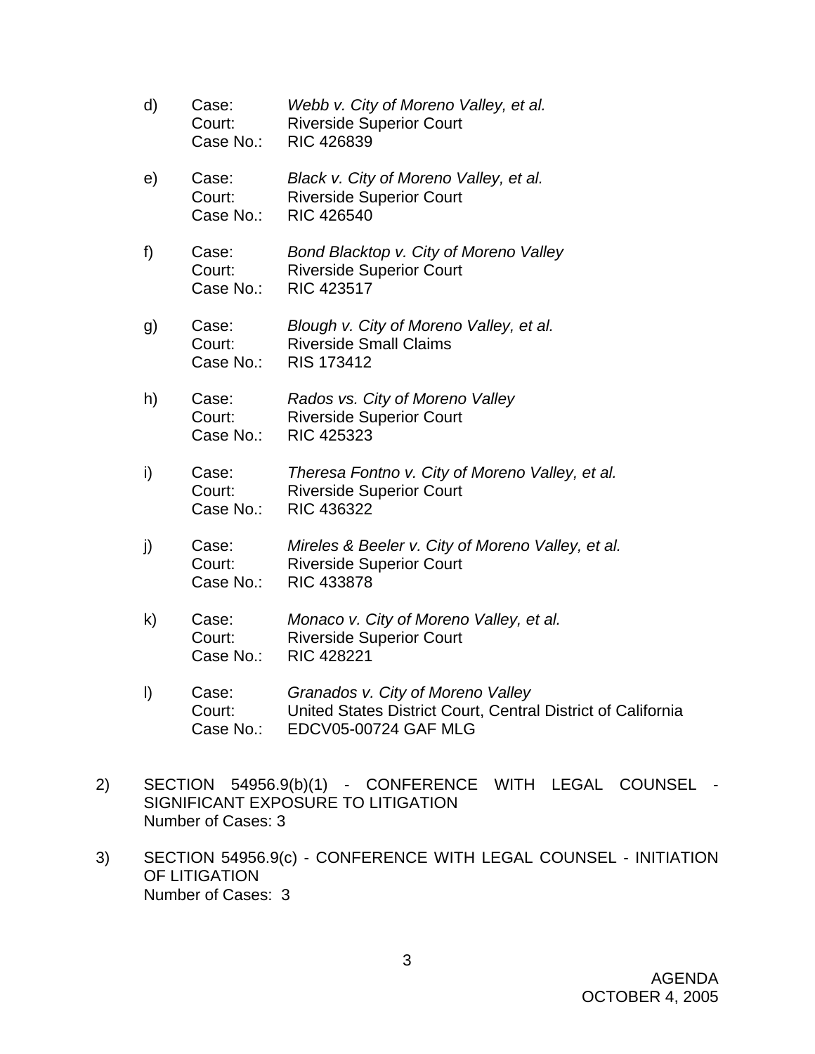d) Case: *Webb v. City of Moreno Valley, et al.*
   Court: Riverside Superior Court
   Case No.: RIC 426839

e) Case: *Black v. City of Moreno Valley, et al.*
   Court: Riverside Superior Court
   Case No.: RIC 426540

f) Case: *Bond Blacktop v. City of Moreno Valley*
   Court: Riverside Superior Court
   Case No.: RIC 423517

g) Case: *Blough v. City of Moreno Valley, et al.*
   Court: Riverside Small Claims
   Case No.: RIS 173412

h) Case: *Rados vs. City of Moreno Valley*
   Court: Riverside Superior Court
   Case No.: RIC 425323

i) Case: *Theresa Fontno v. City of Moreno Valley, et al.*
   Court: Riverside Superior Court
   Case No.: RIC 436322

j) Case: *Mireles & Beeler v. City of Moreno Valley, et al.*
   Court: Riverside Superior Court
   Case No.: RIC 433878

k) Case: *Monaco v. City of Moreno Valley, et al.*
   Court: Riverside Superior Court
   Case No.: RIC 428221

l) Case: *Granados v. City of Moreno Valley*
   Court: United States District Court, Central District of California
   Case No.: EDCV05-00724 GAF MLG

2) SECTION 54956.9(b)(1) - CONFERENCE WITH LEGAL COUNSEL - SIGNIFICANT EXPOSURE TO LITIGATION
   Number of Cases: 3

3) SECTION 54956.9(c) - CONFERENCE WITH LEGAL COUNSEL - INITIATION OF LITIGATION
   Number of Cases: 3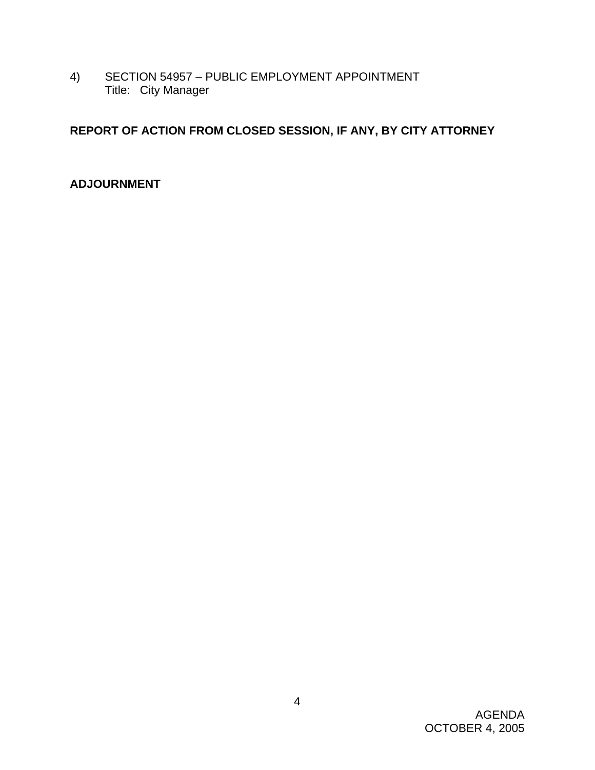4) SECTION 54957 – PUBLIC EMPLOYMENT APPOINTMENT
Title: City Manager

**REPORT OF ACTION FROM CLOSED SESSION, IF ANY, BY CITY ATTORNEY**

**ADJOURNMENT**